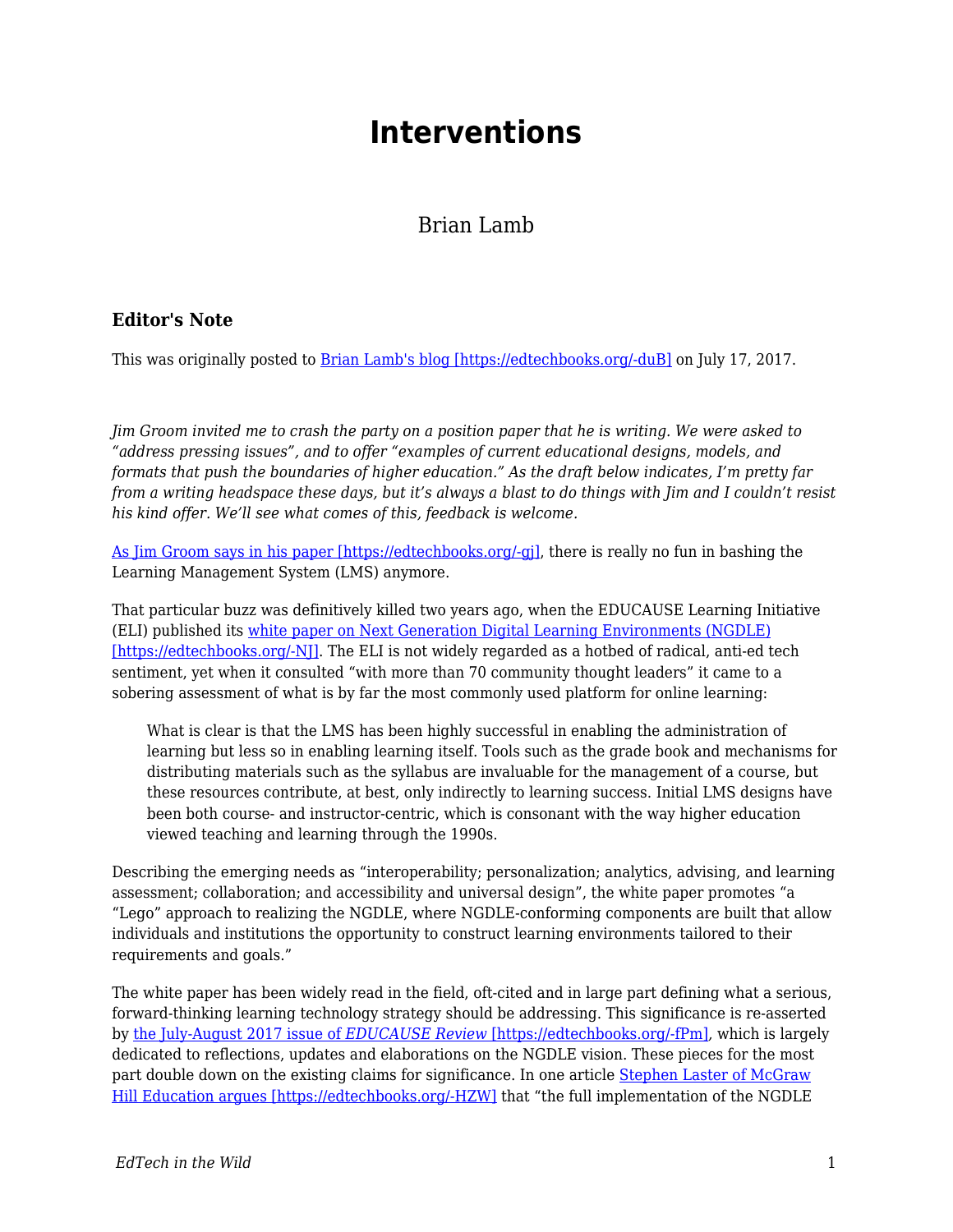# Interventions

Brian Lamb

### Editor's Note

This was originally posted to [Brian Lamb's blog [https://edtechbooks.org/-duB]](https://edtechbooks.org/-duB) on July 17, 2017.

*Jim Groom invited me to crash the party on a position paper that he is writing. We were asked to "address pressing issues", and to offer "examples of current educational designs, models, and formats that push the boundaries of higher education." As the draft below indicates, I'm pretty far from a writing headspace these days, but it's always a blast to do things with Jim and I couldn't resist his kind offer. We'll see what comes of this, feedback is welcome.*

[As Jim Groom says in his paper [https://edtechbooks.org/-gj]](https://edtechbooks.org/-gj), there is really no fun in bashing the Learning Management System (LMS) anymore.

That particular buzz was definitively killed two years ago, when the EDUCAUSE Learning Initiative (ELI) published its [white paper on Next Generation Digital Learning Environments (NGDLE) [https://edtechbooks.org/-NJ]](https://edtechbooks.org/-NJ). The ELI is not widely regarded as a hotbed of radical, anti-ed tech sentiment, yet when it consulted "with more than 70 community thought leaders" it came to a sobering assessment of what is by far the most commonly used platform for online learning:

> What is clear is that the LMS has been highly successful in enabling the administration of learning but less so in enabling learning itself. Tools such as the grade book and mechanisms for distributing materials such as the syllabus are invaluable for the management of a course, but these resources contribute, at best, only indirectly to learning success. Initial LMS designs have been both course- and instructor-centric, which is consonant with the way higher education viewed teaching and learning through the 1990s.

Describing the emerging needs as "interoperability; personalization; analytics, advising, and learning assessment; collaboration; and accessibility and universal design", the white paper promotes "a "Lego" approach to realizing the NGDLE, where NGDLE-conforming components are built that allow individuals and institutions the opportunity to construct learning environments tailored to their requirements and goals."

The white paper has been widely read in the field, oft-cited and in large part defining what a serious, forward-thinking learning technology strategy should be addressing. This significance is re-asserted by [the July-August 2017 issue of *EDUCAUSE Review* [https://edtechbooks.org/-fPm]](https://edtechbooks.org/-fPm), which is largely dedicated to reflections, updates and elaborations on the NGDLE vision. These pieces for the most part double down on the existing claims for significance. In one article [Stephen Laster of McGraw Hill Education argues [https://edtechbooks.org/-HZW]](https://edtechbooks.org/-HZW) that "the full implementation of the NGDLE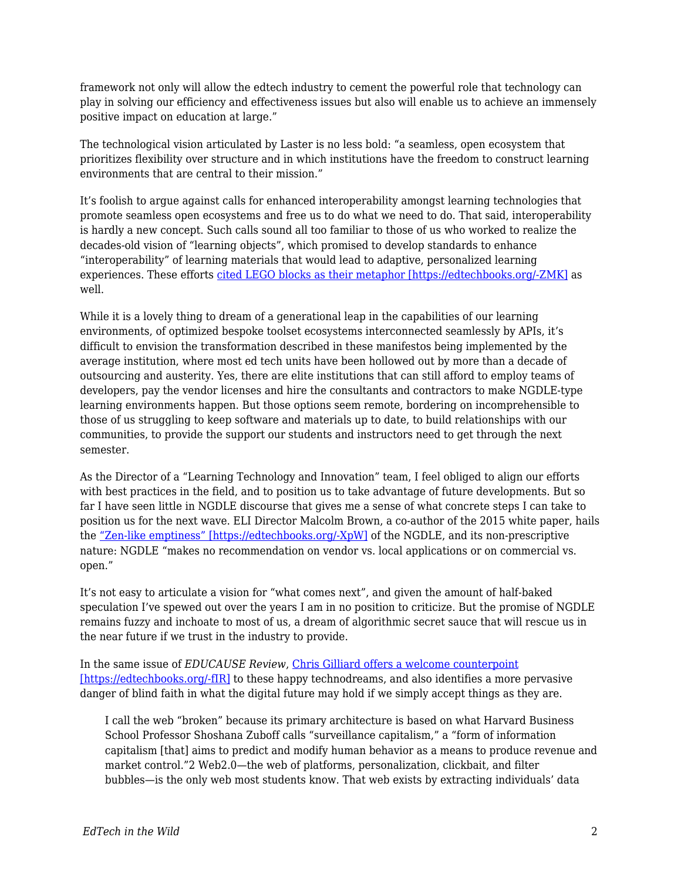framework not only will allow the edtech industry to cement the powerful role that technology can play in solving our efficiency and effectiveness issues but also will enable us to achieve an immensely positive impact on education at large."

The technological vision articulated by Laster is no less bold: "a seamless, open ecosystem that prioritizes flexibility over structure and in which institutions have the freedom to construct learning environments that are central to their mission."

It's foolish to argue against calls for enhanced interoperability amongst learning technologies that promote seamless open ecosystems and free us to do what we need to do. That said, interoperability is hardly a new concept. Such calls sound all too familiar to those of us who worked to realize the decades-old vision of "learning objects", which promised to develop standards to enhance "interoperability" of learning materials that would lead to adaptive, personalized learning experiences. These efforts [cited LEGO blocks as their metaphor [https://edtechbooks.org/-ZMK]](https://edtechbooks.org/-ZMK) as well.

While it is a lovely thing to dream of a generational leap in the capabilities of our learning environments, of optimized bespoke toolset ecosystems interconnected seamlessly by APIs, it's difficult to envision the transformation described in these manifestos being implemented by the average institution, where most ed tech units have been hollowed out by more than a decade of outsourcing and austerity. Yes, there are elite institutions that can still afford to employ teams of developers, pay the vendor licenses and hire the consultants and contractors to make NGDLE-type learning environments happen. But those options seem remote, bordering on incomprehensible to those of us struggling to keep software and materials up to date, to build relationships with our communities, to provide the support our students and instructors need to get through the next semester.

As the Director of a "Learning Technology and Innovation" team, I feel obliged to align our efforts with best practices in the field, and to position us to take advantage of future developments. But so far I have seen little in NGDLE discourse that gives me a sense of what concrete steps I can take to position us for the next wave. ELI Director Malcolm Brown, a co-author of the 2015 white paper, hails the ["Zen-like emptiness" [https://edtechbooks.org/-XpW]](https://edtechbooks.org/-XpW) of the NGDLE, and its non-prescriptive nature: NGDLE "makes no recommendation on vendor vs. local applications or on commercial vs. open."

It's not easy to articulate a vision for "what comes next", and given the amount of half-baked speculation I've spewed out over the years I am in no position to criticize. But the promise of NGDLE remains fuzzy and inchoate to most of us, a dream of algorithmic secret sauce that will rescue us in the near future if we trust in the industry to provide.

In the same issue of *EDUCAUSE Review*, [Chris Gilliard offers a welcome counterpoint [https://edtechbooks.org/-fIR]](https://edtechbooks.org/-fIR) to these happy technodreams, and also identifies a more pervasive danger of blind faith in what the digital future may hold if we simply accept things as they are.

> I call the web "broken" because its primary architecture is based on what Harvard Business School Professor Shoshana Zuboff calls "surveillance capitalism," a "form of information capitalism [that] aims to predict and modify human behavior as a means to produce revenue and market control."2 Web2.0—the web of platforms, personalization, clickbait, and filter bubbles—is the only web most students know. That web exists by extracting individuals' data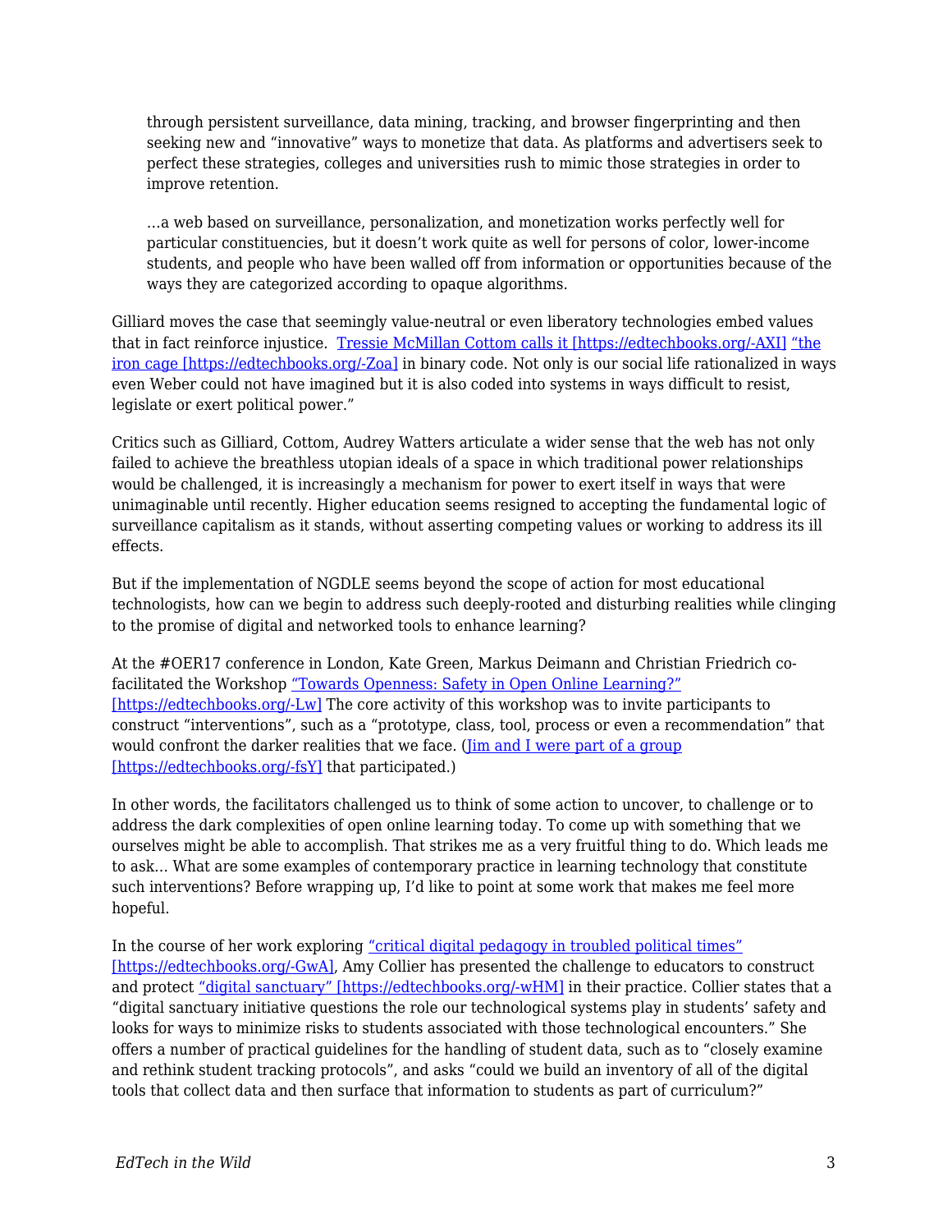> through persistent surveillance, data mining, tracking, and browser fingerprinting and then seeking new and "innovative" ways to monetize that data. As platforms and advertisers seek to perfect these strategies, colleges and universities rush to mimic those strategies in order to improve retention.
>
> …a web based on surveillance, personalization, and monetization works perfectly well for particular constituencies, but it doesn't work quite as well for persons of color, lower-income students, and people who have been walled off from information or opportunities because of the ways they are categorized according to opaque algorithms.

Gilliard moves the case that seemingly value-neutral or even liberatory technologies embed values that in fact reinforce injustice. [Tressie McMillan Cottom calls it [https://edtechbooks.org/-AXI]](https://edtechbooks.org/-AXI) ["the iron cage [https://edtechbooks.org/-Zoa]](https://edtechbooks.org/-Zoa) in binary code. Not only is our social life rationalized in ways even Weber could not have imagined but it is also coded into systems in ways difficult to resist, legislate or exert political power."

Critics such as Gilliard, Cottom, Audrey Watters articulate a wider sense that the web has not only failed to achieve the breathless utopian ideals of a space in which traditional power relationships would be challenged, it is increasingly a mechanism for power to exert itself in ways that were unimaginable until recently. Higher education seems resigned to accepting the fundamental logic of surveillance capitalism as it stands, without asserting competing values or working to address its ill effects.

But if the implementation of NGDLE seems beyond the scope of action for most educational technologists, how can we begin to address such deeply-rooted and disturbing realities while clinging to the promise of digital and networked tools to enhance learning?

At the #OER17 conference in London, Kate Green, Markus Deimann and Christian Friedrich co-facilitated the Workshop ["Towards Openness: Safety in Open Online Learning?" [https://edtechbooks.org/-Lw]](https://edtechbooks.org/-Lw) The core activity of this workshop was to invite participants to construct "interventions", such as a "prototype, class, tool, process or even a recommendation" that would confront the darker realities that we face. ([Jim and I were part of a group [https://edtechbooks.org/-fsY]](https://edtechbooks.org/-fsY) that participated.)

In other words, the facilitators challenged us to think of some action to uncover, to challenge or to address the dark complexities of open online learning today. To come up with something that we ourselves might be able to accomplish. That strikes me as a very fruitful thing to do. Which leads me to ask… What are some examples of contemporary practice in learning technology that constitute such interventions? Before wrapping up, I'd like to point at some work that makes me feel more hopeful.

In the course of her work exploring ["critical digital pedagogy in troubled political times" [https://edtechbooks.org/-GwA]](https://edtechbooks.org/-GwA), Amy Collier has presented the challenge to educators to construct and protect ["digital sanctuary" [https://edtechbooks.org/-wHM]](https://edtechbooks.org/-wHM) in their practice. Collier states that a "digital sanctuary initiative questions the role our technological systems play in students' safety and looks for ways to minimize risks to students associated with those technological encounters." She offers a number of practical guidelines for the handling of student data, such as to "closely examine and rethink student tracking protocols", and asks "could we build an inventory of all of the digital tools that collect data and then surface that information to students as part of curriculum?"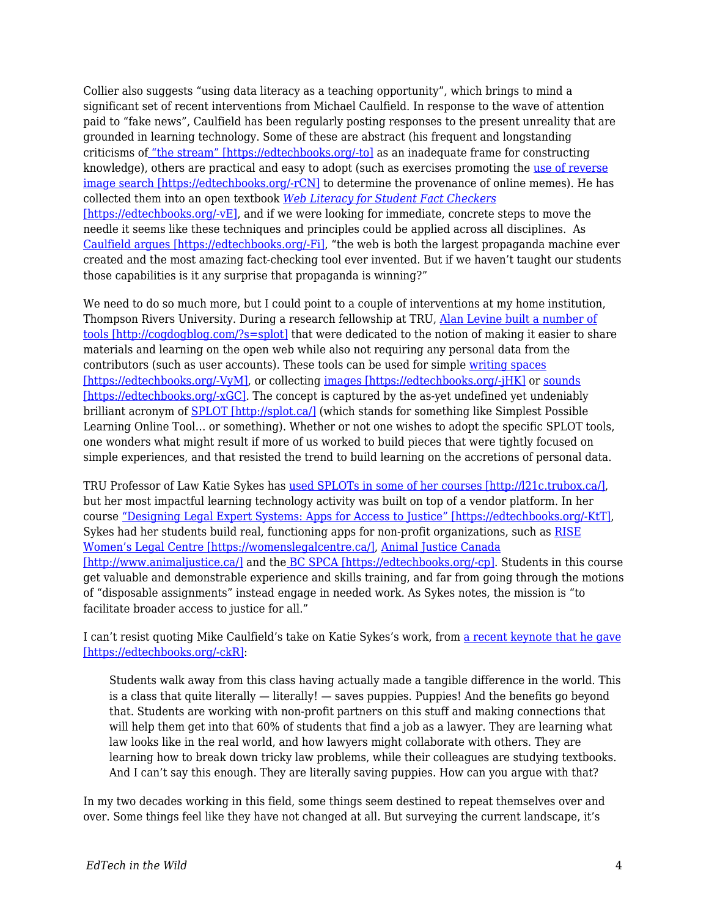Collier also suggests "using data literacy as a teaching opportunity", which brings to mind a significant set of recent interventions from Michael Caulfield. In response to the wave of attention paid to "fake news", Caulfield has been regularly posting responses to the present unreality that are grounded in learning technology. Some of these are abstract (his frequent and longstanding criticisms of ["the stream" [https://edtechbooks.org/-to]](https://edtechbooks.org/-to) as an inadequate frame for constructing knowledge), others are practical and easy to adopt (such as exercises promoting the [use of reverse image search [https://edtechbooks.org/-rCN]](https://edtechbooks.org/-rCN) to determine the provenance of online memes). He has collected them into an open textbook [*Web Literacy for Student Fact Checkers* [https://edtechbooks.org/-vE]](https://edtechbooks.org/-vE), and if we were looking for immediate, concrete steps to move the needle it seems like these techniques and principles could be applied across all disciplines. As [Caulfield argues [https://edtechbooks.org/-Fi]](https://edtechbooks.org/-Fi), "the web is both the largest propaganda machine ever created and the most amazing fact-checking tool ever invented. But if we haven't taught our students those capabilities is it any surprise that propaganda is winning?"

We need to do so much more, but I could point to a couple of interventions at my home institution, Thompson Rivers University. During a research fellowship at TRU, [Alan Levine built a number of tools [http://cogdogblog.com/?s=splot]](http://cogdogblog.com/?s=splot) that were dedicated to the notion of making it easier to share materials and learning on the open web while also not requiring any personal data from the contributors (such as user accounts). These tools can be used for simple [writing spaces [https://edtechbooks.org/-VyM]](https://edtechbooks.org/-VyM), or collecting [images [https://edtechbooks.org/-jHK]](https://edtechbooks.org/-jHK) or [sounds [https://edtechbooks.org/-xGC]](https://edtechbooks.org/-xGC). The concept is captured by the as-yet undefined yet undeniably brilliant acronym of [SPLOT [http://splot.ca/]](http://splot.ca/) (which stands for something like Simplest Possible Learning Online Tool… or something). Whether or not one wishes to adopt the specific SPLOT tools, one wonders what might result if more of us worked to build pieces that were tightly focused on simple experiences, and that resisted the trend to build learning on the accretions of personal data.

TRU Professor of Law Katie Sykes has [used SPLOTs in some of her courses [http://l21c.trubox.ca/]](http://l21c.trubox.ca/), but her most impactful learning technology activity was built on top of a vendor platform. In her course ["Designing Legal Expert Systems: Apps for Access to Justice" [https://edtechbooks.org/-KtT]](https://edtechbooks.org/-KtT), Sykes had her students build real, functioning apps for non-profit organizations, such as [RISE Women's Legal Centre [https://womenslegalcentre.ca/]](https://womenslegalcentre.ca/), [Animal Justice Canada [http://www.animaljustice.ca/]](http://www.animaljustice.ca/) and the [BC SPCA [https://edtechbooks.org/-cp]](https://edtechbooks.org/-cp). Students in this course get valuable and demonstrable experience and skills training, and far from going through the motions of "disposable assignments" instead engage in needed work. As Sykes notes, the mission is "to facilitate broader access to justice for all."

I can't resist quoting Mike Caulfield's take on Katie Sykes's work, from [a recent keynote that he gave [https://edtechbooks.org/-ckR]](https://edtechbooks.org/-ckR):

> Students walk away from this class having actually made a tangible difference in the world. This is a class that quite literally — literally! — saves puppies. Puppies! And the benefits go beyond that. Students are working with non-profit partners on this stuff and making connections that will help them get into that 60% of students that find a job as a lawyer. They are learning what law looks like in the real world, and how lawyers might collaborate with others. They are learning how to break down tricky law problems, while their colleagues are studying textbooks. And I can't say this enough. They are literally saving puppies. How can you argue with that?

In my two decades working in this field, some things seem destined to repeat themselves over and over. Some things feel like they have not changed at all. But surveying the current landscape, it's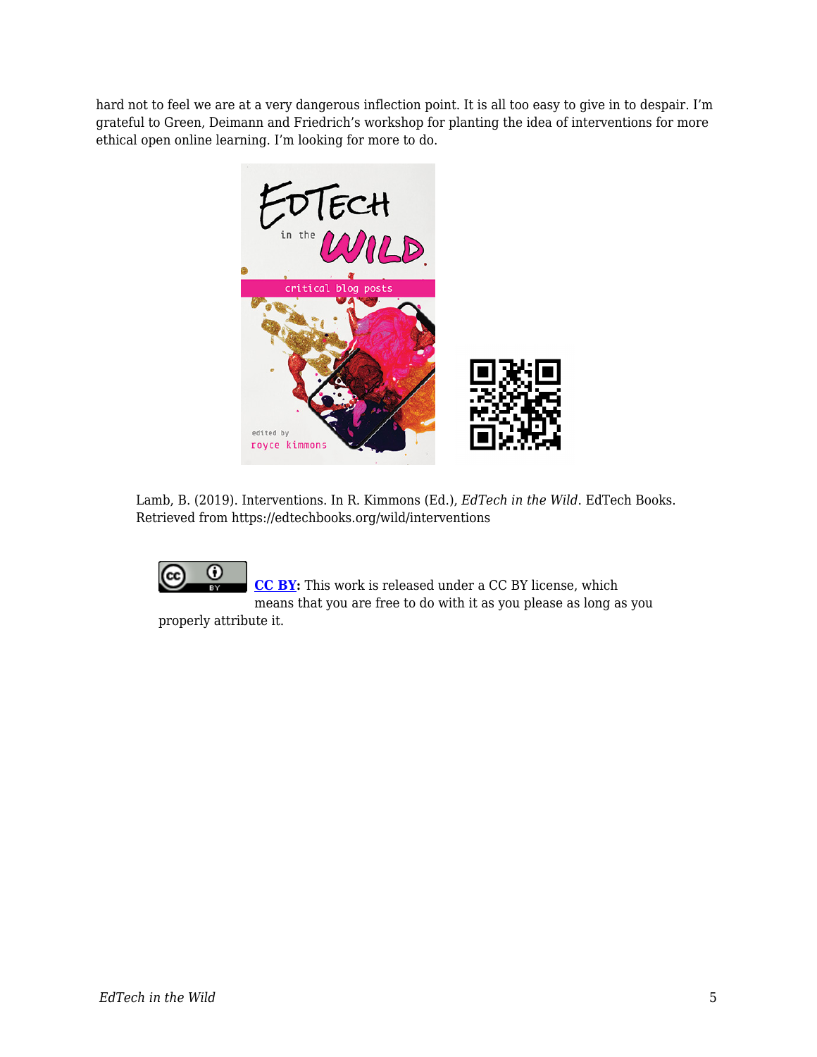hard not to feel we are at a very dangerous inflection point. It is all too easy to give in to despair. I'm grateful to Green, Deimann and Friedrich's workshop for planting the idea of interventions for more ethical open online learning. I'm looking for more to do.

Lamb, B. (2019). Interventions. In R. Kimmons (Ed.), *EdTech in the Wild*. EdTech Books. Retrieved from https://edtechbooks.org/wild/interventions

**CC BY:** This work is released under a CC BY license, which means that you are free to do with it as you please as long as you properly attribute it.